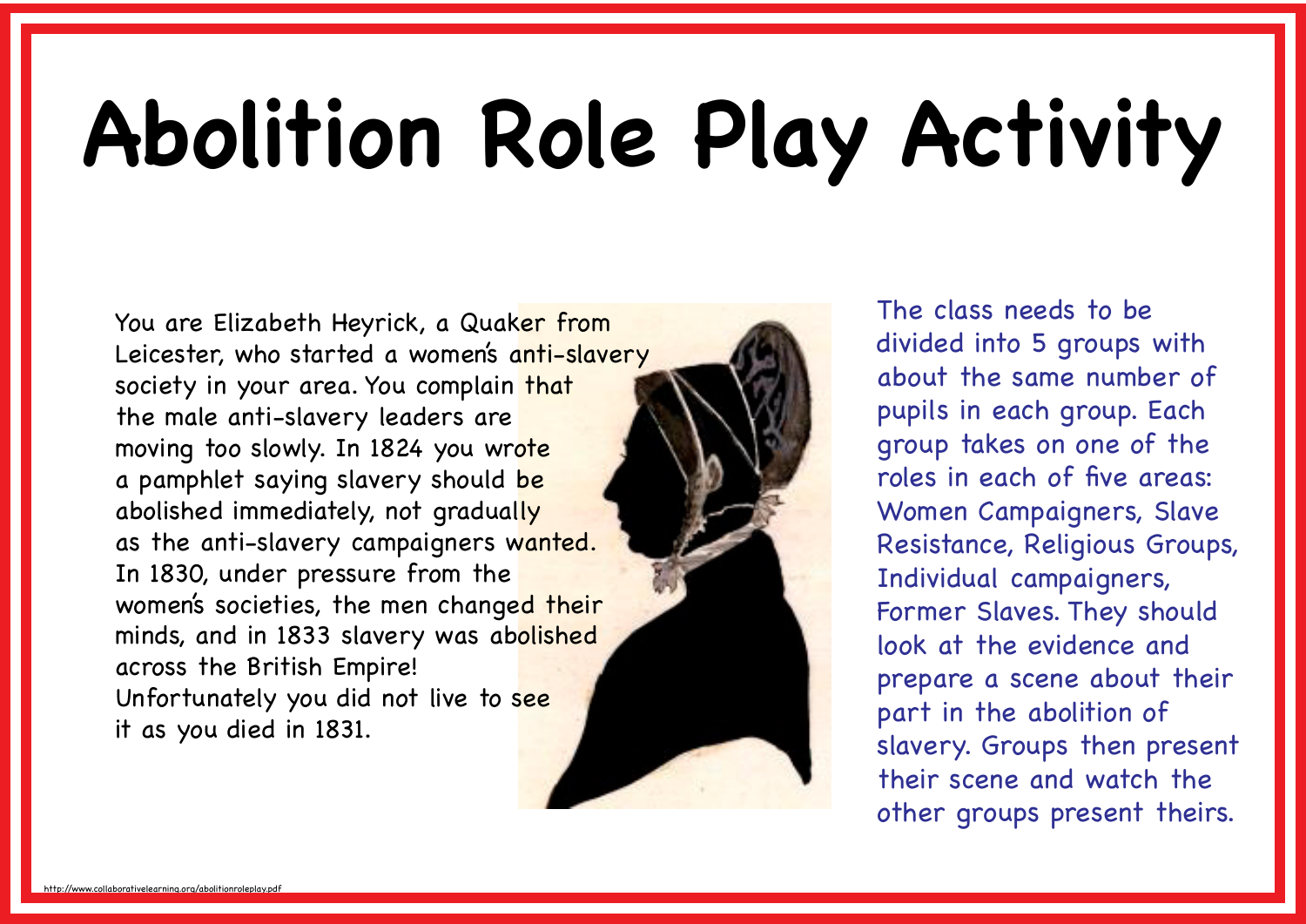# Abolition Role Play Activity

You are Elizabeth Heyrick, a Quaker from Leicester, who started a women's anti-slavery society in your area. You complain that the male anti-slavery leaders are moving too slowly. In 1824 you wrote a pamphlet saying slavery should be abolished immediately, not gradually as the anti-slavery campaigners wanted. In 1830, under pressure from the women's societies, the men changed their minds, and in 1833 slavery was abolished across the British Empire! Unfortunately you did not live to see it as you died in 1831.

The class needs to be divided into 5 groups with about the same number of pupils in each group. Each group takes on one of the roles in each of five areas: Women Campaigners, Slave Resistance, Religious Groups, Individual campaigners, Former Slaves. They should look at the evidence and prepare a scene about their part in the abolition of slavery. Groups then present their scene and watch the other groups present theirs.

http://www.collaborativelearning.org/abolitionroleplay.pdf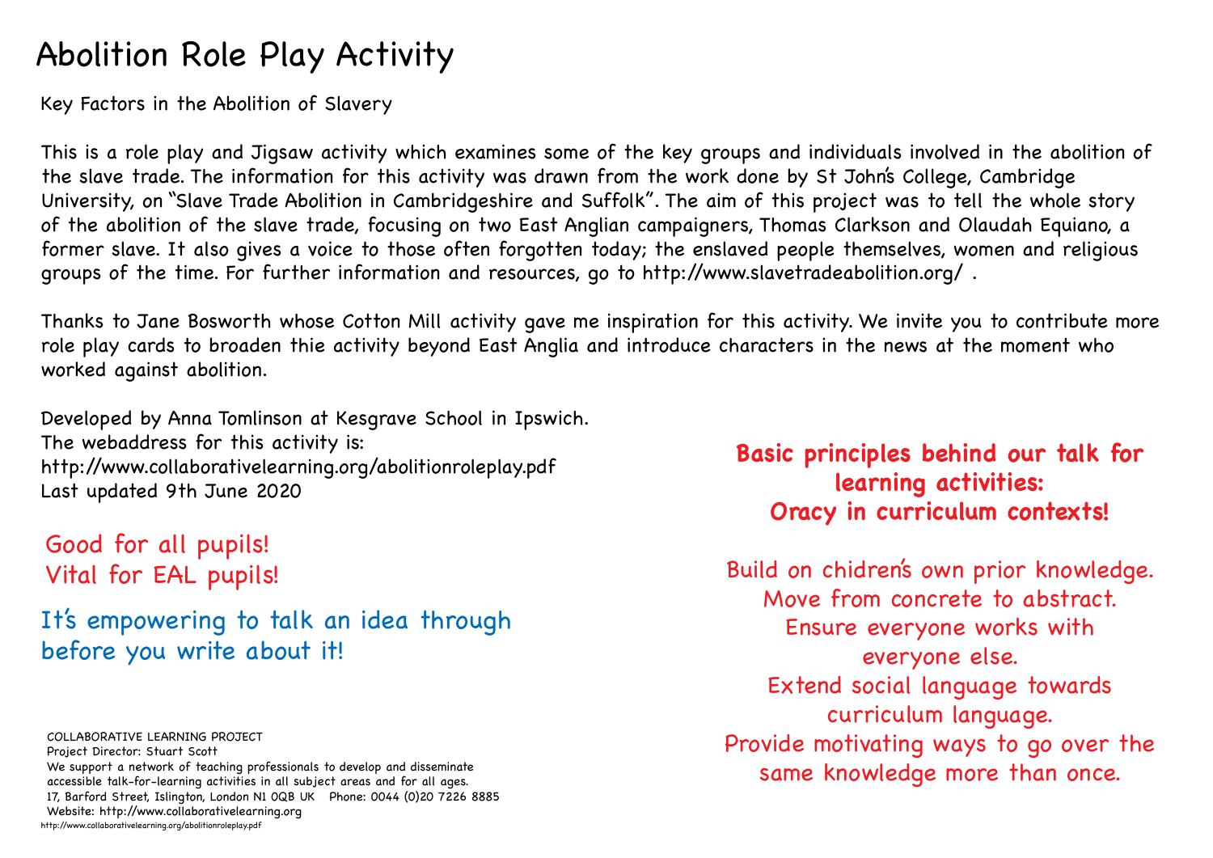# Abolition Role Play Activity

Key Factors in the Abolition of Slavery

This is a role play and Jigsaw activity which examines some of the key groups and individuals involved in the abolition of the slave trade. The information for this activity was drawn from the work done by St John's College, Cambridge University, on "Slave Trade Abolition in Cambridgeshire and Suffolk". The aim of this project was to tell the whole story of the abolition of the slave trade, focusing on two East Anglian campaigners, Thomas Clarkson and Olaudah Equiano, a former slave. It also gives a voice to those often forgotten today; the enslaved people themselves, women and religious groups of the time. For further information and resources, go to http://www.slavetradeabolition.org/ .

Thanks to Jane Bosworth whose Cotton Mill activity gave me inspiration for this activity. We invite you to contribute more role play cards to broaden thie activity beyond East Anglia and introduce characters in the news at the moment who worked against abolition.

Developed by Anna Tomlinson at Kesgrave School in Ipswich.
The webaddress for this activity is:
http://www.collaborativelearning.org/abolitionroleplay.pdf
Last updated 9th June 2020

Good for all pupils!
Vital for EAL pupils!

It's empowering to talk an idea through before you write about it!

**Basic principles behind our talk for learning activities:**
**Oracy in curriculum contexts!**

Build on chidren's own prior knowledge.
Move from concrete to abstract.
Ensure everyone works with everyone else.
Extend social language towards curriculum language.
Provide motivating ways to go over the same knowledge more than once.

COLLABORATIVE LEARNING PROJECT
Project Director: Stuart Scott
We support a network of teaching professionals to develop and disseminate accessible talk-for-learning activities in all subject areas and for all ages.
17, Barford Street, Islington, London N1 0QB UK Phone: 0044 (0)20 7226 8885
Website: http://www.collaborativelearning.org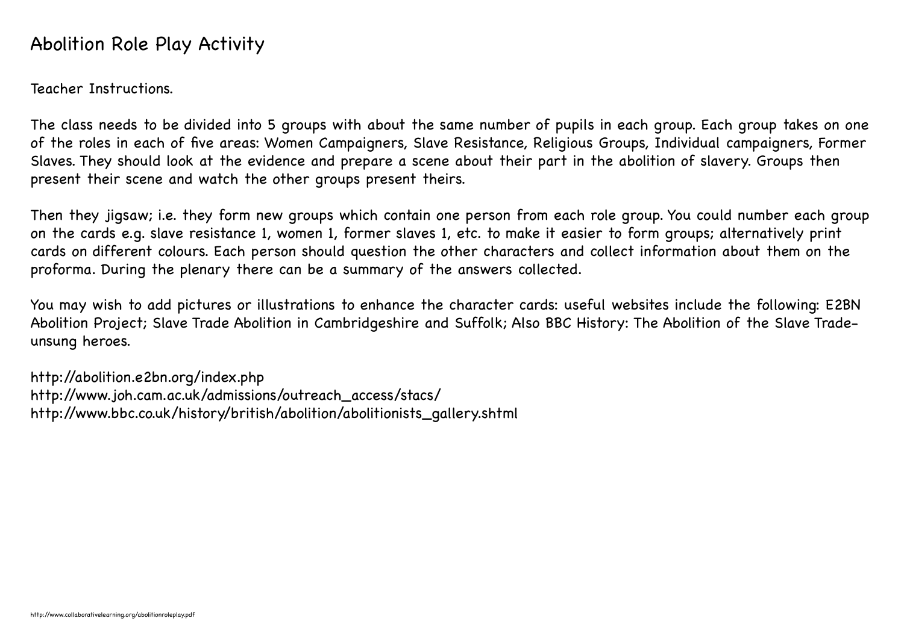# Abolition Role Play Activity

Teacher Instructions.

The class needs to be divided into 5 groups with about the same number of pupils in each group. Each group takes on one of the roles in each of five areas: Women Campaigners, Slave Resistance, Religious Groups, Individual campaigners, Former Slaves. They should look at the evidence and prepare a scene about their part in the abolition of slavery. Groups then present their scene and watch the other groups present theirs.

Then they jigsaw; i.e. they form new groups which contain one person from each role group. You could number each group on the cards e.g. slave resistance 1, women 1, former slaves 1, etc. to make it easier to form groups; alternatively print cards on different colours. Each person should question the other characters and collect information about them on the proforma. During the plenary there can be a summary of the answers collected.

You may wish to add pictures or illustrations to enhance the character cards: useful websites include the following: E2BN Abolition Project; Slave Trade Abolition in Cambridgeshire and Suffolk; Also BBC History: The Abolition of the Slave Trade- unsung heroes.

http://abolition.e2bn.org/index.php
http://www.joh.cam.ac.uk/admissions/outreach_access/stacs/
http://www.bbc.co.uk/history/british/abolition/abolitionists_gallery.shtml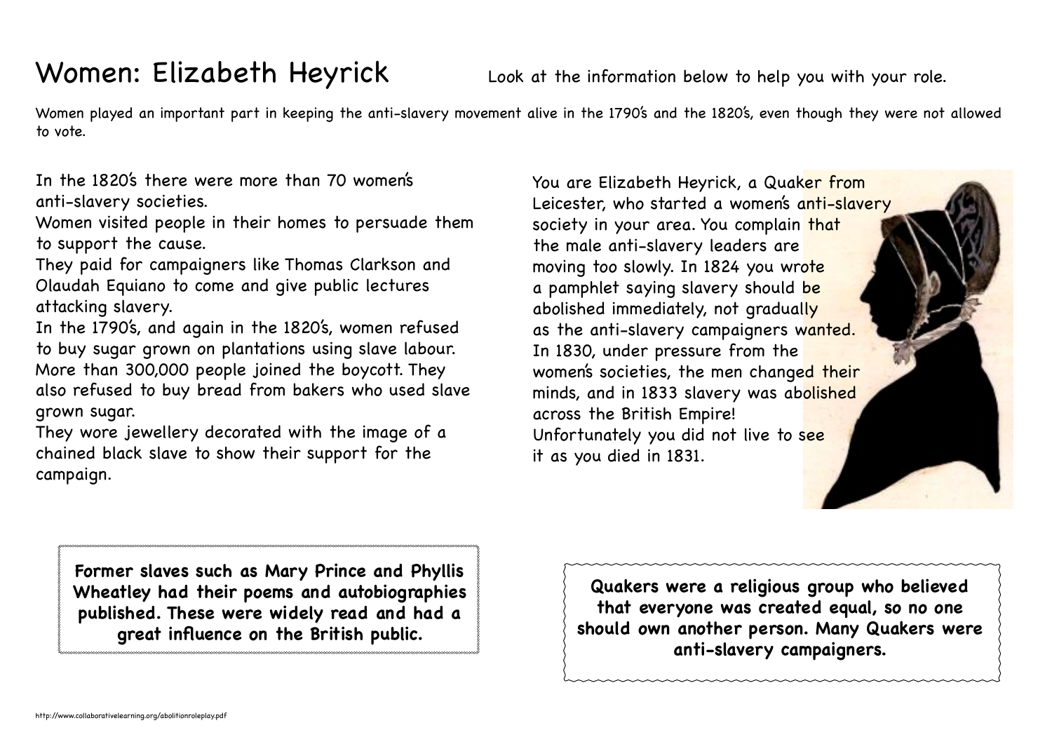# Women: Elizabeth Heyrick

Look at the information below to help you with your role.

Women played an important part in keeping the anti-slavery movement alive in the 1790's and the 1820's, even though they were not allowed to vote.

In the 1820's there were more than 70 women's anti-slavery societies.
Women visited people in their homes to persuade them to support the cause.
They paid for campaigners like Thomas Clarkson and Olaudah Equiano to come and give public lectures attacking slavery.
In the 1790's, and again in the 1820's, women refused to buy sugar grown on plantations using slave labour. More than 300,000 people joined the boycott. They also refused to buy bread from bakers who used slave grown sugar.
They wore jewellery decorated with the image of a chained black slave to show their support for the campaign.

You are Elizabeth Heyrick, a Quaker from Leicester, who started a women's anti-slavery society in your area. You complain that the male anti-slavery leaders are moving too slowly. In 1824 you wrote a pamphlet saying slavery should be abolished immediately, not gradually as the anti-slavery campaigners wanted. In 1830, under pressure from the women's societies, the men changed their minds, and in 1833 slavery was abolished across the British Empire! Unfortunately you did not live to see it as you died in 1831.

**Former slaves such as Mary Prince and Phyllis Wheatley had their poems and autobiographies published. These were widely read and had a great influence on the British public.**

**Quakers were a religious group who believed that everyone was created equal, so no one should own another person. Many Quakers were anti-slavery campaigners.**

http://www.collaborativelearning.org/abolitionroleplay.pdf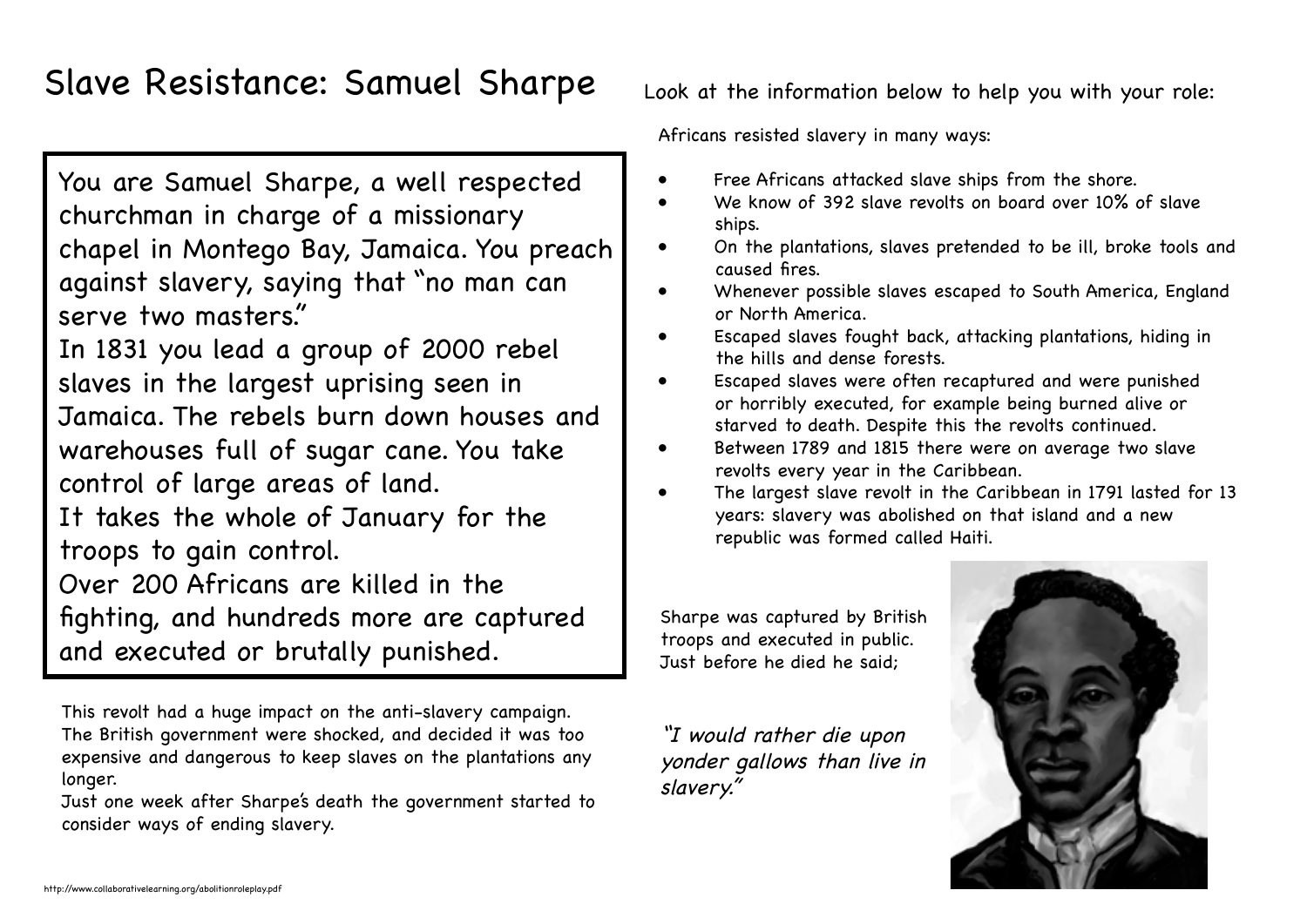# Slave Resistance: Samuel Sharpe

You are Samuel Sharpe, a well respected churchman in charge of a missionary chapel in Montego Bay, Jamaica. You preach against slavery, saying that "no man can serve two masters."

In 1831 you lead a group of 2000 rebel slaves in the largest uprising seen in Jamaica. The rebels burn down houses and warehouses full of sugar cane. You take control of large areas of land.

It takes the whole of January for the troops to gain control.

Over 200 Africans are killed in the fighting, and hundreds more are captured and executed or brutally punished.

This revolt had a huge impact on the anti-slavery campaign. The British government were shocked, and decided it was too expensive and dangerous to keep slaves on the plantations any longer.

Just one week after Sharpe's death the government started to consider ways of ending slavery.

Look at the information below to help you with your role:

Africans resisted slavery in many ways:

- Free Africans attacked slave ships from the shore.
- We know of 392 slave revolts on board over 10% of slave ships.
- On the plantations, slaves pretended to be ill, broke tools and caused fires.
- Whenever possible slaves escaped to South America, England or North America.
- Escaped slaves fought back, attacking plantations, hiding in the hills and dense forests.
- Escaped slaves were often recaptured and were punished or horribly executed, for example being burned alive or starved to death. Despite this the revolts continued.
- Between 1789 and 1815 there were on average two slave revolts every year in the Caribbean.
- The largest slave revolt in the Caribbean in 1791 lasted for 13 years: slavery was abolished on that island and a new republic was formed called Haiti.

Sharpe was captured by British troops and executed in public. Just before he died he said;

*"I would rather die upon yonder gallows than live in slavery."*

http://www.collaborativelearning.org/abolitionroleplay.pdf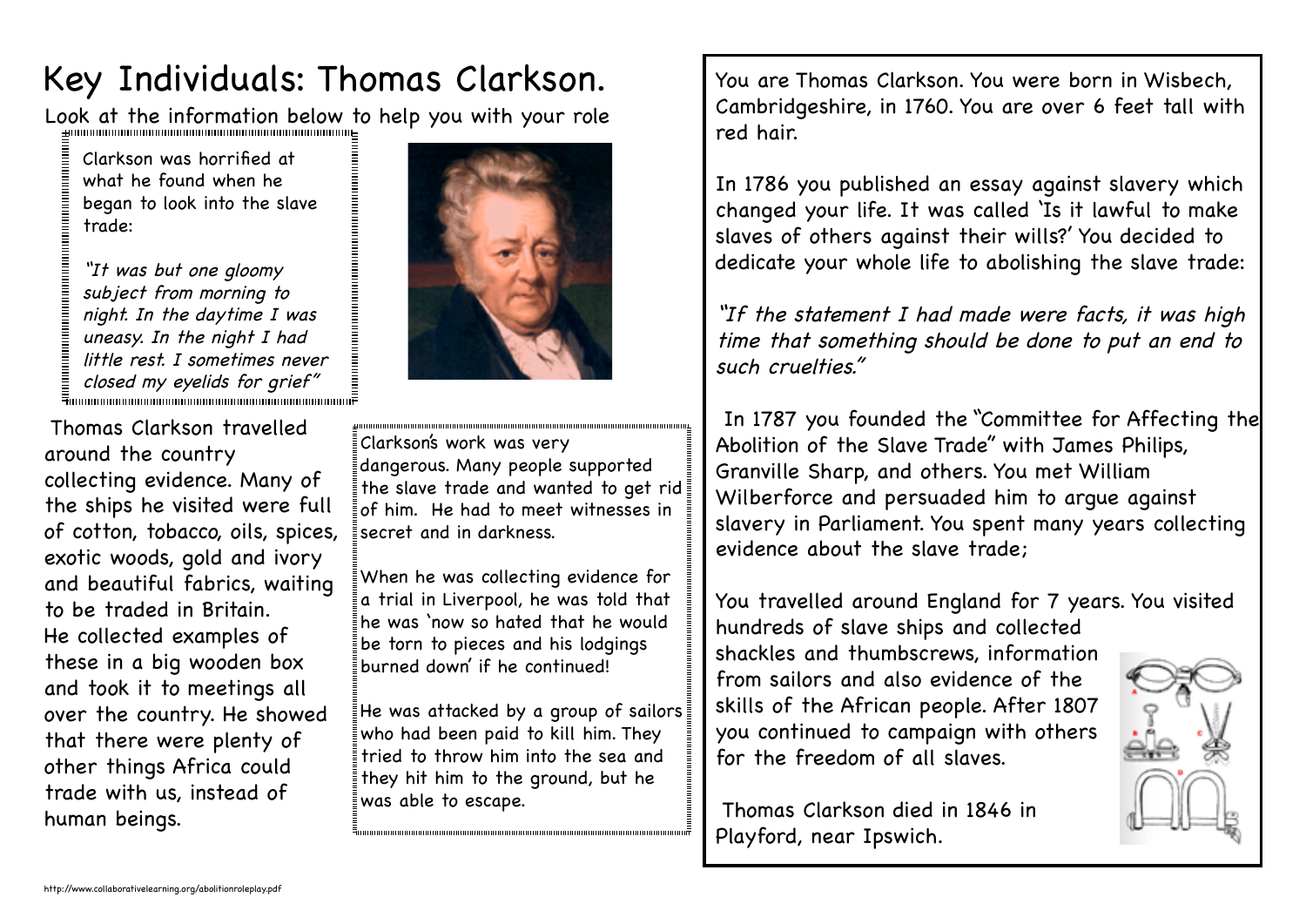# Key Individuals: Thomas Clarkson.

Look at the information below to help you with your role

Clarkson was horrified at what he found when he began to look into the slave trade:

*"It was but one gloomy subject from morning to night. In the daytime I was uneasy. In the night I had little rest. I sometimes never closed my eyelids for grief"*

Thomas Clarkson travelled around the country collecting evidence. Many of the ships he visited were full of cotton, tobacco, oils, spices, exotic woods, gold and ivory and beautiful fabrics, waiting to be traded in Britain. He collected examples of these in a big wooden box and took it to meetings all over the country. He showed that there were plenty of other things Africa could trade with us, instead of human beings.

Clarkson's work was very dangerous. Many people supported the slave trade and wanted to get rid of him. He had to meet witnesses in secret and in darkness.

When he was collecting evidence for a trial in Liverpool, he was told that he was 'now so hated that he would be torn to pieces and his lodgings burned down' if he continued!

He was attacked by a group of sailors who had been paid to kill him. They tried to throw him into the sea and they hit him to the ground, but he was able to escape.

You are Thomas Clarkson. You were born in Wisbech, Cambridgeshire, in 1760. You are over 6 feet tall with red hair.

In 1786 you published an essay against slavery which changed your life. It was called 'Is it lawful to make slaves of others against their wills?' You decided to dedicate your whole life to abolishing the slave trade:

*"If the statement I had made were facts, it was high time that something should be done to put an end to such cruelties."*

In 1787 you founded the "Committee for Affecting the Abolition of the Slave Trade" with James Philips, Granville Sharp, and others. You met William Wilberforce and persuaded him to argue against slavery in Parliament. You spent many years collecting evidence about the slave trade;

You travelled around England for 7 years. You visited hundreds of slave ships and collected shackles and thumbscrews, information from sailors and also evidence of the skills of the African people. After 1807 you continued to campaign with others for the freedom of all slaves.

Thomas Clarkson died in 1846 in Playford, near Ipswich.

http://www.collaborativelearning.org/abolitionroleplay.pdf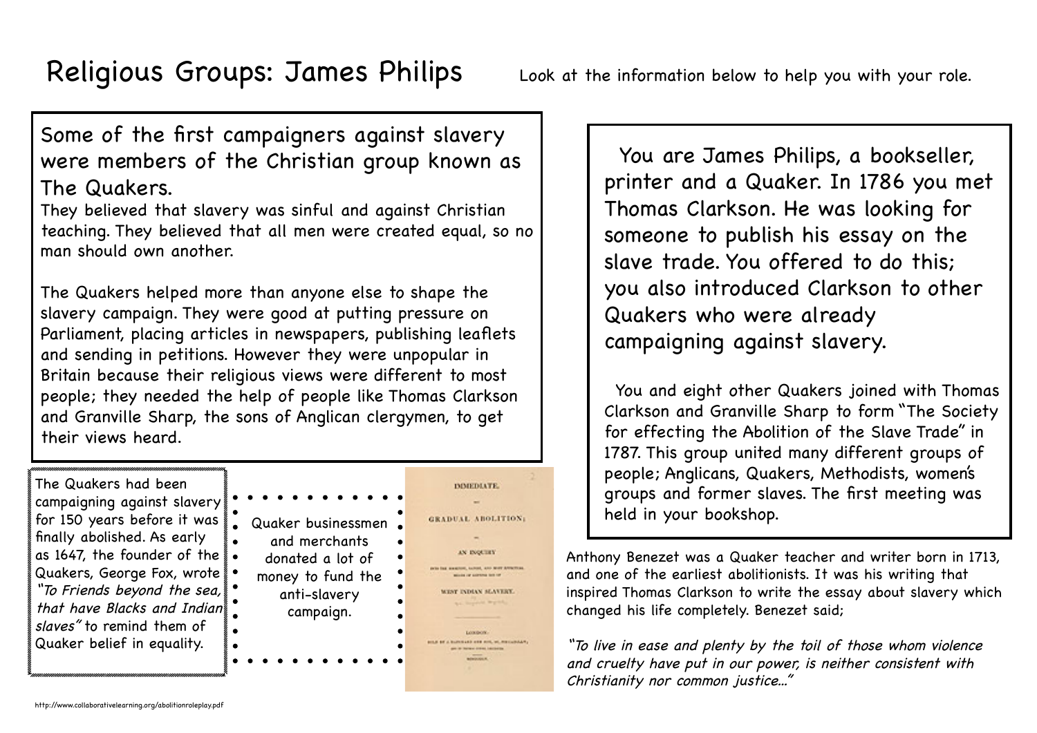# Religious Groups: James Philips

Look at the information below to help you with your role.

## Some of the first campaigners against slavery were members of the Christian group known as The Quakers.

They believed that slavery was sinful and against Christian teaching. They believed that all men were created equal, so no man should own another.

The Quakers helped more than anyone else to shape the slavery campaign. They were good at putting pressure on Parliament, placing articles in newspapers, publishing leaflets and sending in petitions. However they were unpopular in Britain because their religious views were different to most people; they needed the help of people like Thomas Clarkson and Granville Sharp, the sons of Anglican clergymen, to get their views heard.

The Quakers had been campaigning against slavery for 150 years before it was finally abolished. As early as 1647, the founder of the Quakers, George Fox, wrote *"To Friends beyond the sea, that have Blacks and Indian slaves"* to remind them of Quaker belief in equality.

Quaker businessmen and merchants donated a lot of money to fund the anti-slavery campaign.

IMMEDIATE, not GRADUAL ABOLITION; AN INQUIRY into the shortest, safest, and most effectual means of getting rid of WEST INDIAN SLAVERY. LONDON: SOLD BY A. HATCHARD AND SON, 187, PICCADILLY;

You are James Philips, a bookseller, printer and a Quaker. In 1786 you met Thomas Clarkson. He was looking for someone to publish his essay on the slave trade. You offered to do this; you also introduced Clarkson to other Quakers who were already campaigning against slavery.

You and eight other Quakers joined with Thomas Clarkson and Granville Sharp to form "The Society for effecting the Abolition of the Slave Trade" in 1787. This group united many different groups of people; Anglicans, Quakers, Methodists, women's groups and former slaves. The first meeting was held in your bookshop.

Anthony Benezet was a Quaker teacher and writer born in 1713, and one of the earliest abolitionists. It was his writing that inspired Thomas Clarkson to write the essay about slavery which changed his life completely. Benezet said;

*"To live in ease and plenty by the toil of those whom violence and cruelty have put in our power, is neither consistent with Christianity nor common justice..."*

http://www.collaborativelearning.org/abolitionroleplay.pdf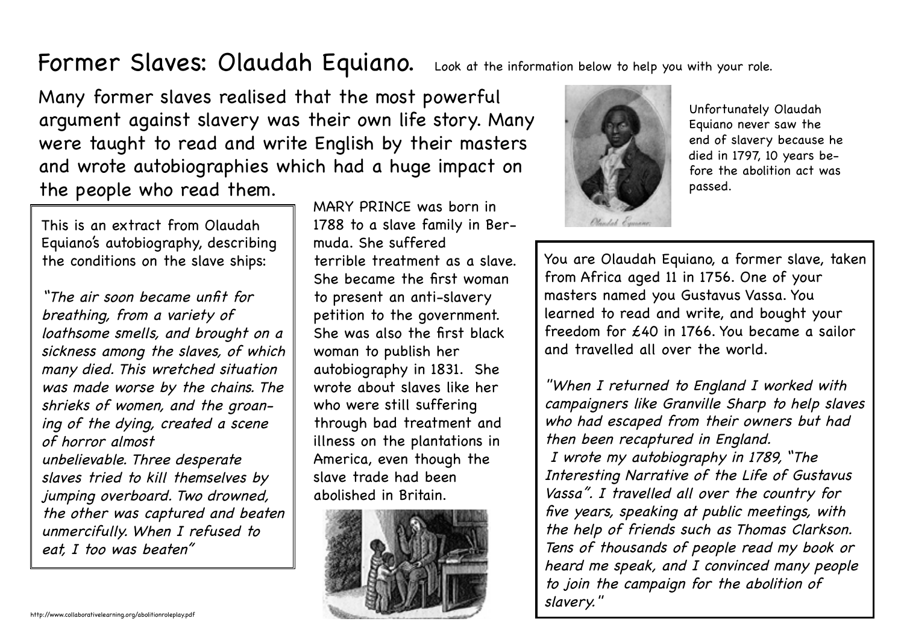# Former Slaves: Olaudah Equiano.

Look at the information below to help you with your role.

Many former slaves realised that the most powerful argument against slavery was their own life story. Many were taught to read and write English by their masters and wrote autobiographies which had a huge impact on the people who read them.

Unfortunately Olaudah Equiano never saw the end of slavery because he died in 1797, 10 years before the abolition act was passed.

This is an extract from Olaudah Equiano's autobiography, describing the conditions on the slave ships:

*"The air soon became unfit for breathing, from a variety of loathsome smells, and brought on a sickness among the slaves, of which many died. This wretched situation was made worse by the chains. The shrieks of women, and the groaning of the dying, created a scene of horror almost unbelievable. Three desperate slaves tried to kill themselves by jumping overboard. Two drowned, the other was captured and beaten unmercifully. When I refused to eat, I too was beaten"*

MARY PRINCE was born in 1788 to a slave family in Bermuda. She suffered terrible treatment as a slave. She became the first woman to present an anti-slavery petition to the government. She was also the first black woman to publish her autobiography in 1831. She wrote about slaves like her who were still suffering through bad treatment and illness on the plantations in America, even though the slave trade had been abolished in Britain.

You are Olaudah Equiano, a former slave, taken from Africa aged 11 in 1756. One of your masters named you Gustavus Vassa. You learned to read and write, and bought your freedom for £40 in 1766. You became a sailor and travelled all over the world.

*"When I returned to England I worked with campaigners like Granville Sharp to help slaves who had escaped from their owners but had then been recaptured in England.*
*I wrote my autobiography in 1789, "The Interesting Narrative of the Life of Gustavus Vassa". I travelled all over the country for five years, speaking at public meetings, with the help of friends such as Thomas Clarkson. Tens of thousands of people read my book or heard me speak, and I convinced many people to join the campaign for the abolition of slavery."*

http://www.collaborativelearning.org/abolitionroleplay.pdf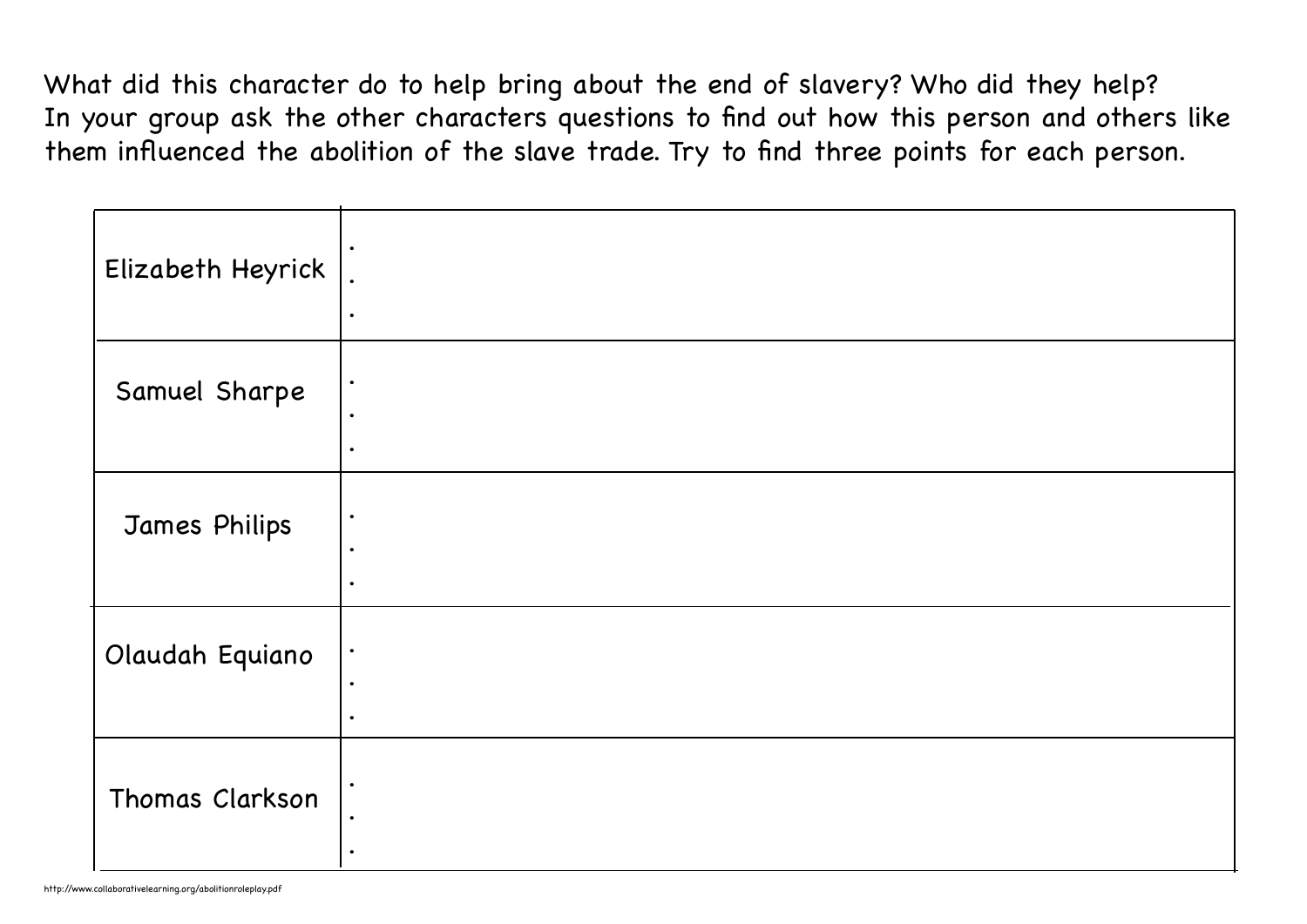What did this character do to help bring about the end of slavery? Who did they help?
In your group ask the other characters questions to find out how this person and others like them influenced the abolition of the slave trade. Try to find three points for each person.

| | |
|---|---|
| Elizabeth Heyrick | . <br> . <br> . |
| Samuel Sharpe | . <br> . <br> . |
| James Philips | . <br> . <br> . |
| Olaudah Equiano | . <br> . <br> . |
| Thomas Clarkson | . <br> . <br> . |

http://www.collaborativelearning.org/abolitionroleplay.pdf